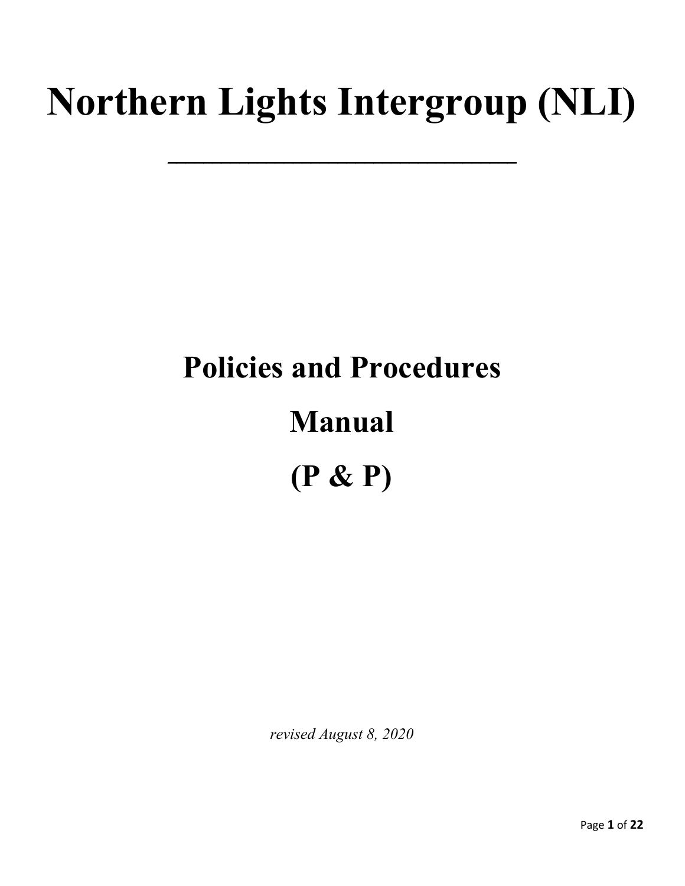# Northern Lights Intergroup (NLI)

---

## Policies and Procedures

## Manual

## (P & P)

*revised August 8, 2020*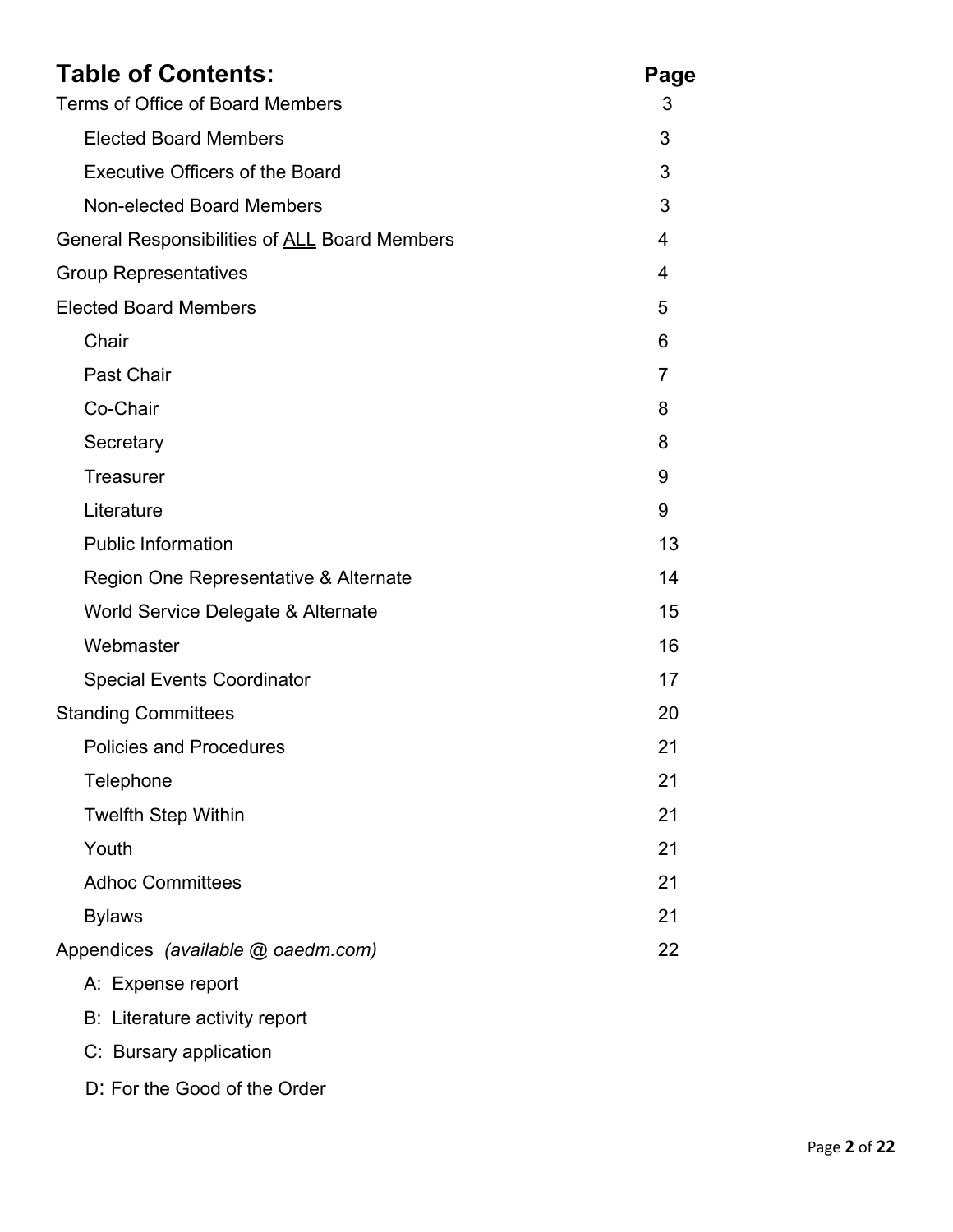## Table of Contents:

| | Page |
|---|---|
| Terms of Office of Board Members | 3 |
| Elected Board Members | 3 |
| Executive Officers of the Board | 3 |
| Non-elected Board Members | 3 |
| General Responsibilities of <u>ALL</u> Board Members | 4 |
| Group Representatives | 4 |
| Elected Board Members | 5 |
| Chair | 6 |
| Past Chair | 7 |
| Co-Chair | 8 |
| Secretary | 8 |
| Treasurer | 9 |
| Literature | 9 |
| Public Information | 13 |
| Region One Representative & Alternate | 14 |
| World Service Delegate & Alternate | 15 |
| Webmaster | 16 |
| Special Events Coordinator | 17 |
| Standing Committees | 20 |
| Policies and Procedures | 21 |
| Telephone | 21 |
| Twelfth Step Within | 21 |
| Youth | 21 |
| Adhoc Committees | 21 |
| Bylaws | 21 |
| Appendices *(available @ oaedm.com)* | 22 |
| A: Expense report | |
| B: Literature activity report | |
| C: Bursary application | |
| D: For the Good of the Order | |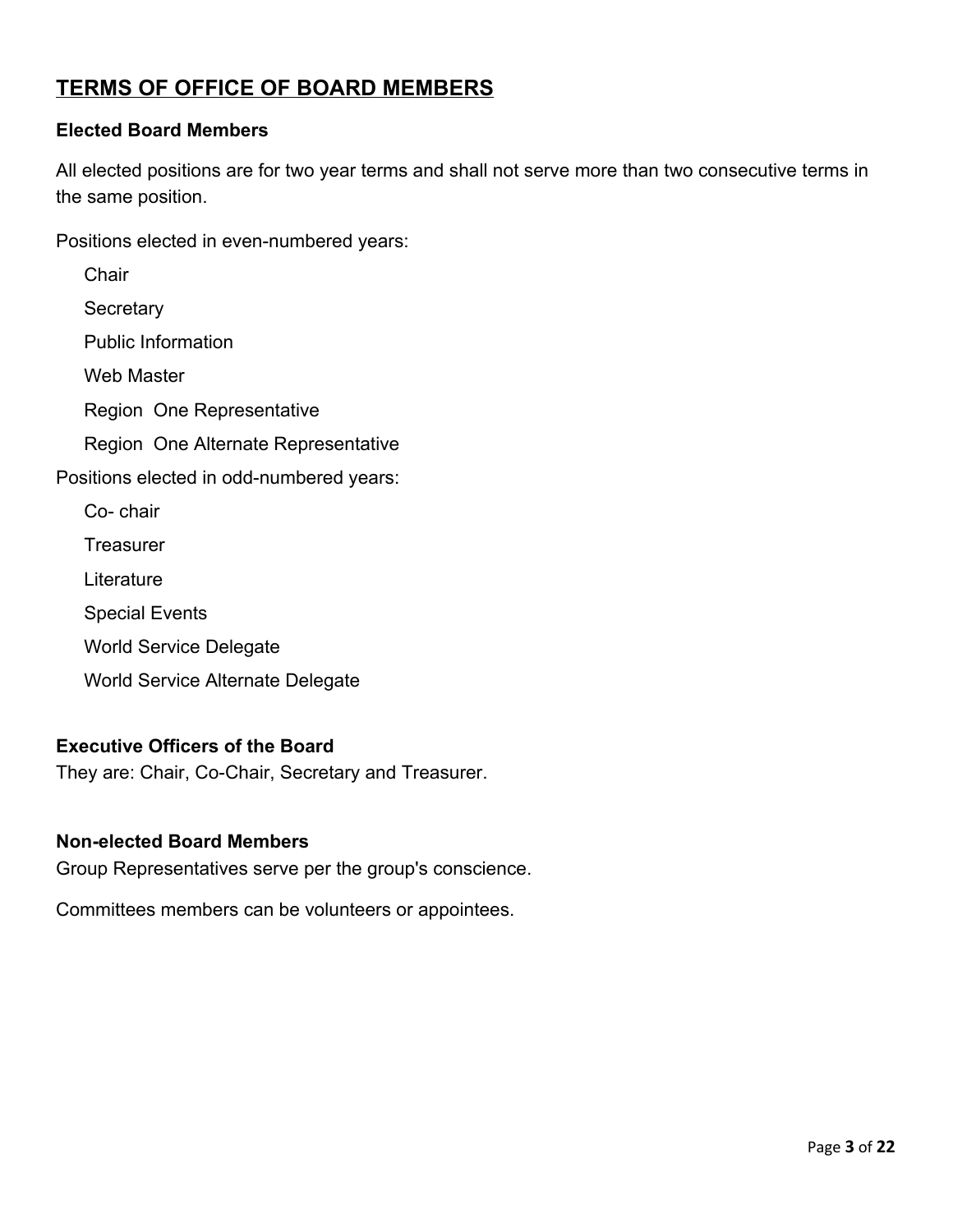# TERMS OF OFFICE OF BOARD MEMBERS

### Elected Board Members

All elected positions are for two year terms and shall not serve more than two consecutive terms in the same position.

Positions elected in even-numbered years:

- Chair
- Secretary
- Public Information
- Web Master
- Region One Representative
- Region One Alternate Representative

Positions elected in odd-numbered years:

- Co- chair
- Treasurer
- Literature
- Special Events
- World Service Delegate
- World Service Alternate Delegate

### Executive Officers of the Board

They are: Chair, Co-Chair, Secretary and Treasurer.

### Non-elected Board Members

Group Representatives serve per the group's conscience.

Committees members can be volunteers or appointees.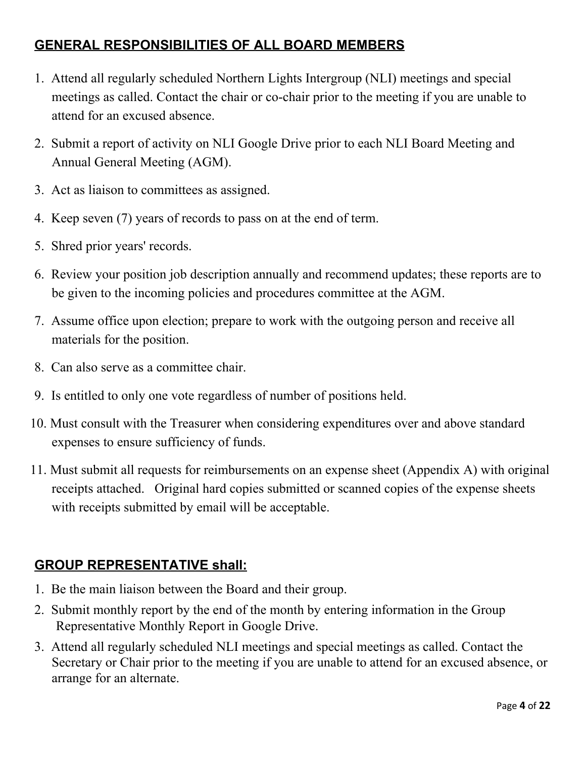## GENERAL RESPONSIBILITIES OF ALL BOARD MEMBERS

1. Attend all regularly scheduled Northern Lights Intergroup (NLI) meetings and special meetings as called. Contact the chair or co-chair prior to the meeting if you are unable to attend for an excused absence.
2. Submit a report of activity on NLI Google Drive prior to each NLI Board Meeting and Annual General Meeting (AGM).
3. Act as liaison to committees as assigned.
4. Keep seven (7) years of records to pass on at the end of term.
5. Shred prior years' records.
6. Review your position job description annually and recommend updates; these reports are to be given to the incoming policies and procedures committee at the AGM.
7. Assume office upon election; prepare to work with the outgoing person and receive all materials for the position.
8. Can also serve as a committee chair.
9. Is entitled to only one vote regardless of number of positions held.
10. Must consult with the Treasurer when considering expenditures over and above standard expenses to ensure sufficiency of funds.
11. Must submit all requests for reimbursements on an expense sheet (Appendix A) with original receipts attached. Original hard copies submitted or scanned copies of the expense sheets with receipts submitted by email will be acceptable.

## GROUP REPRESENTATIVE shall:

1. Be the main liaison between the Board and their group.
2. Submit monthly report by the end of the month by entering information in the Group Representative Monthly Report in Google Drive.
3. Attend all regularly scheduled NLI meetings and special meetings as called. Contact the Secretary or Chair prior to the meeting if you are unable to attend for an excused absence, or arrange for an alternate.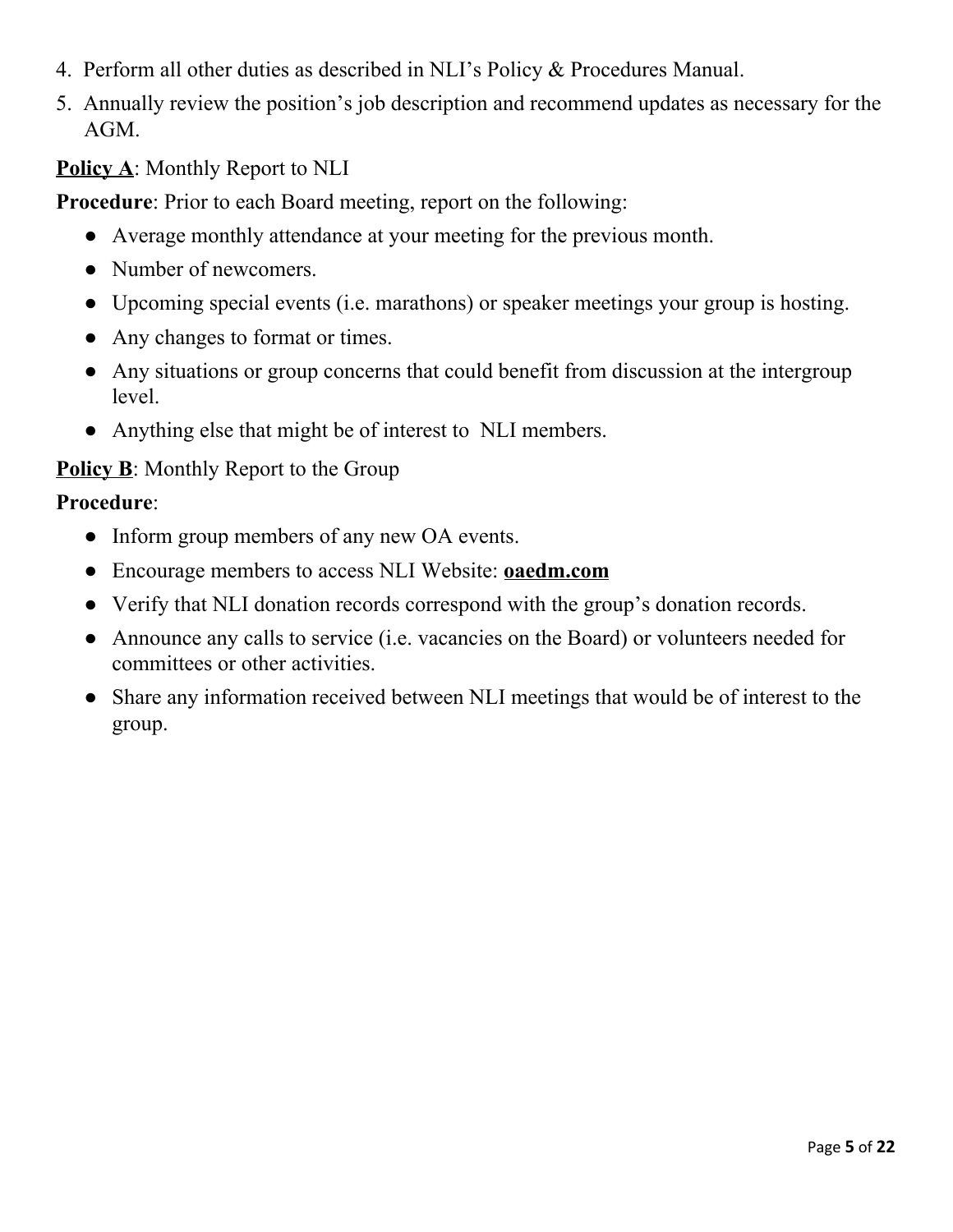4. Perform all other duties as described in NLI's Policy & Procedures Manual.
5. Annually review the position's job description and recommend updates as necessary for the AGM.

**Policy A**: Monthly Report to NLI

**Procedure**: Prior to each Board meeting, report on the following:

- Average monthly attendance at your meeting for the previous month.
- Number of newcomers.
- Upcoming special events (i.e. marathons) or speaker meetings your group is hosting.
- Any changes to format or times.
- Any situations or group concerns that could benefit from discussion at the intergroup level.
- Anything else that might be of interest to NLI members.

**Policy B**: Monthly Report to the Group

**Procedure**:

- Inform group members of any new OA events.
- Encourage members to access NLI Website: **oaedm.com**
- Verify that NLI donation records correspond with the group's donation records.
- Announce any calls to service (i.e. vacancies on the Board) or volunteers needed for committees or other activities.
- Share any information received between NLI meetings that would be of interest to the group.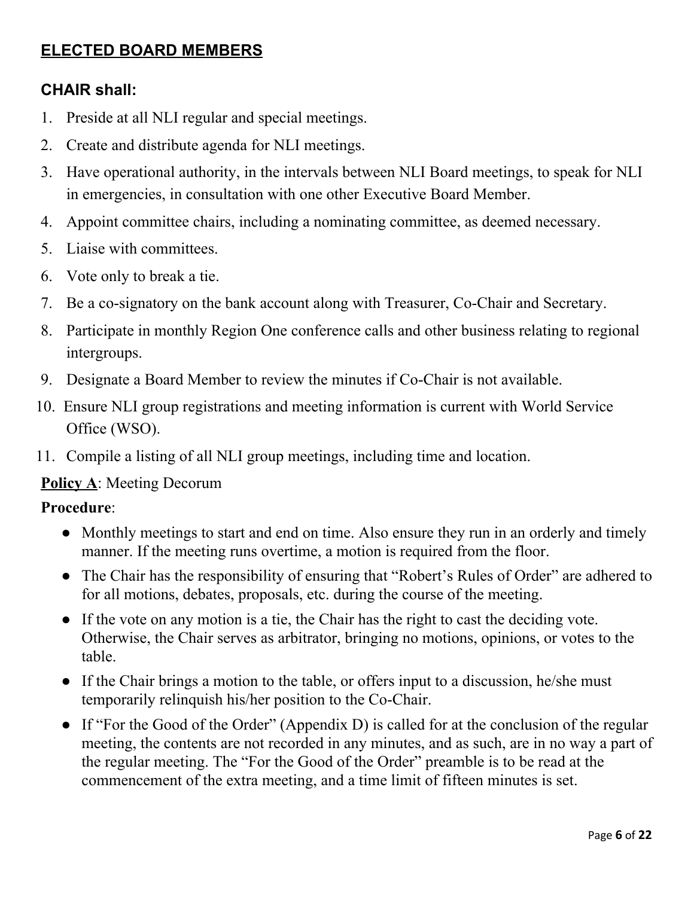## ELECTED BOARD MEMBERS

### CHAIR shall:

1. Preside at all NLI regular and special meetings.
2. Create and distribute agenda for NLI meetings.
3. Have operational authority, in the intervals between NLI Board meetings, to speak for NLI in emergencies, in consultation with one other Executive Board Member.
4. Appoint committee chairs, including a nominating committee, as deemed necessary.
5. Liaise with committees.
6. Vote only to break a tie.
7. Be a co-signatory on the bank account along with Treasurer, Co-Chair and Secretary.
8. Participate in monthly Region One conference calls and other business relating to regional intergroups.
9. Designate a Board Member to review the minutes if Co-Chair is not available.
10. Ensure NLI group registrations and meeting information is current with World Service Office (WSO).
11. Compile a listing of all NLI group meetings, including time and location.

**Policy A**: Meeting Decorum

**Procedure**:

- Monthly meetings to start and end on time. Also ensure they run in an orderly and timely manner. If the meeting runs overtime, a motion is required from the floor.
- The Chair has the responsibility of ensuring that "Robert's Rules of Order" are adhered to for all motions, debates, proposals, etc. during the course of the meeting.
- If the vote on any motion is a tie, the Chair has the right to cast the deciding vote. Otherwise, the Chair serves as arbitrator, bringing no motions, opinions, or votes to the table.
- If the Chair brings a motion to the table, or offers input to a discussion, he/she must temporarily relinquish his/her position to the Co-Chair.
- If "For the Good of the Order" (Appendix D) is called for at the conclusion of the regular meeting, the contents are not recorded in any minutes, and as such, are in no way a part of the regular meeting. The "For the Good of the Order" preamble is to be read at the commencement of the extra meeting, and a time limit of fifteen minutes is set.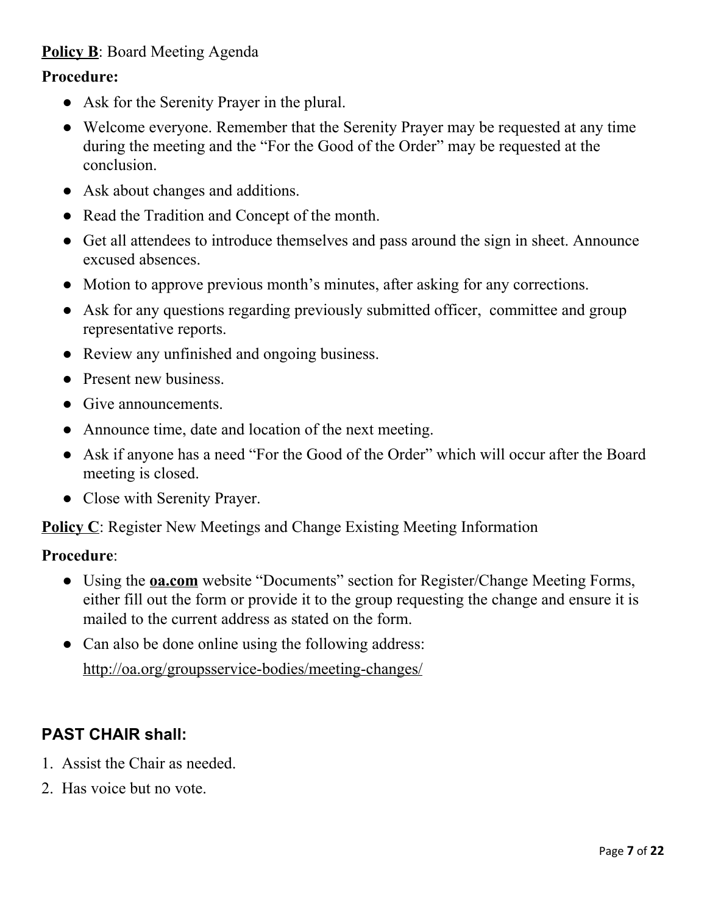**<u>Policy B</u>**: Board Meeting Agenda

**Procedure:**

- Ask for the Serenity Prayer in the plural.
- Welcome everyone. Remember that the Serenity Prayer may be requested at any time during the meeting and the "For the Good of the Order" may be requested at the conclusion.
- Ask about changes and additions.
- Read the Tradition and Concept of the month.
- Get all attendees to introduce themselves and pass around the sign in sheet. Announce excused absences.
- Motion to approve previous month's minutes, after asking for any corrections.
- Ask for any questions regarding previously submitted officer, committee and group representative reports.
- Review any unfinished and ongoing business.
- Present new business.
- Give announcements.
- Announce time, date and location of the next meeting.
- Ask if anyone has a need "For the Good of the Order" which will occur after the Board meeting is closed.
- Close with Serenity Prayer.

**<u>Policy C</u>**: Register New Meetings and Change Existing Meeting Information

**Procedure**:

- Using the **<u>oa.com</u>** website "Documents" section for Register/Change Meeting Forms, either fill out the form or provide it to the group requesting the change and ensure it is mailed to the current address as stated on the form.
- Can also be done online using the following address:
  http://oa.org/groupsservice-bodies/meeting-changes/

## PAST CHAIR shall:

1. Assist the Chair as needed.
2. Has voice but no vote.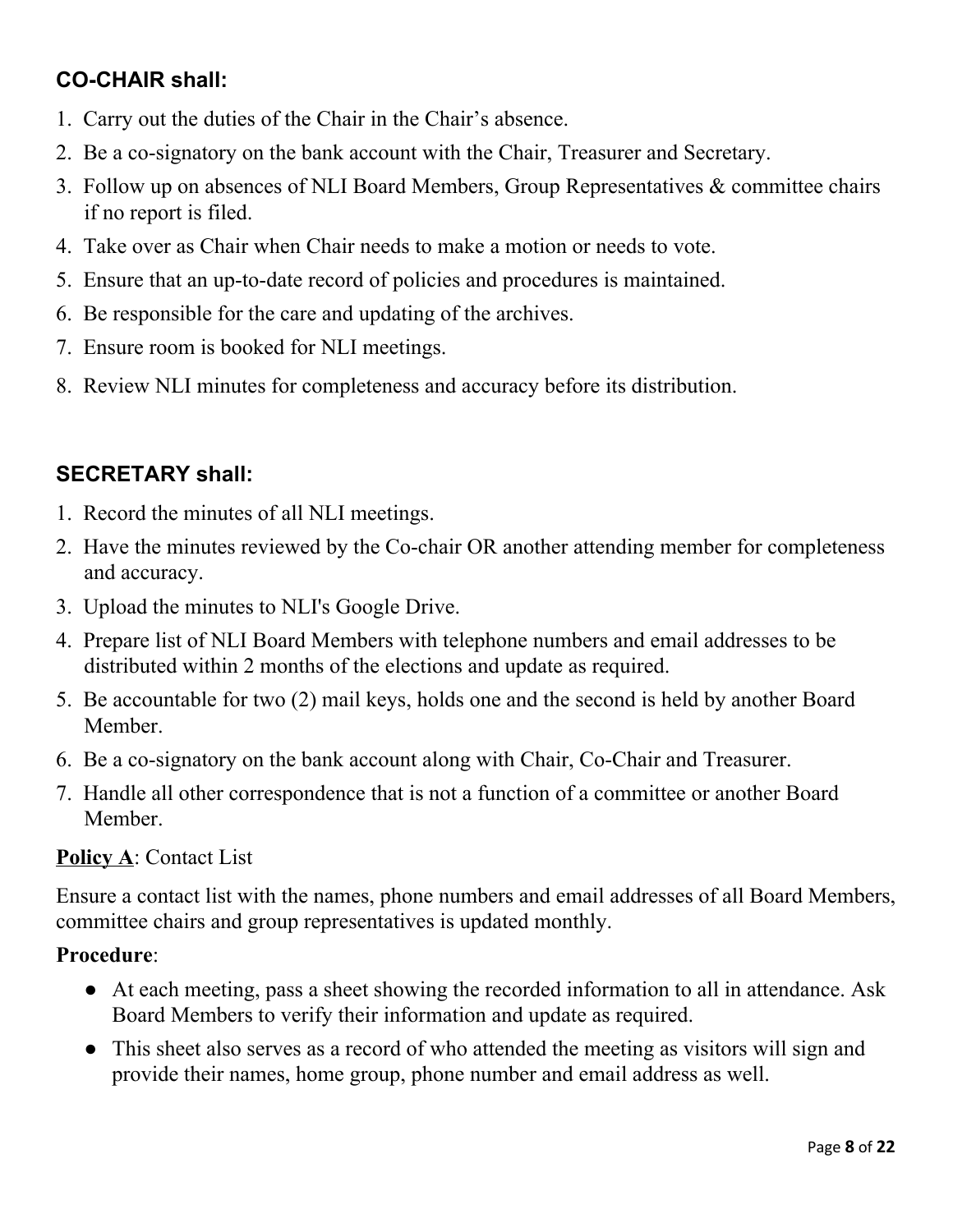### **CO-CHAIR shall:**

1. Carry out the duties of the Chair in the Chair's absence.
2. Be a co-signatory on the bank account with the Chair, Treasurer and Secretary.
3. Follow up on absences of NLI Board Members, Group Representatives & committee chairs if no report is filed.
4. Take over as Chair when Chair needs to make a motion or needs to vote.
5. Ensure that an up-to-date record of policies and procedures is maintained.
6. Be responsible for the care and updating of the archives.
7. Ensure room is booked for NLI meetings.
8. Review NLI minutes for completeness and accuracy before its distribution.

### **SECRETARY shall:**

1. Record the minutes of all NLI meetings.
2. Have the minutes reviewed by the Co-chair OR another attending member for completeness and accuracy.
3. Upload the minutes to NLI's Google Drive.
4. Prepare list of NLI Board Members with telephone numbers and email addresses to be distributed within 2 months of the elections and update as required.
5. Be accountable for two (2) mail keys, holds one and the second is held by another Board Member.
6. Be a co-signatory on the bank account along with Chair, Co-Chair and Treasurer.
7. Handle all other correspondence that is not a function of a committee or another Board Member.

**Policy A**: Contact List

Ensure a contact list with the names, phone numbers and email addresses of all Board Members, committee chairs and group representatives is updated monthly.

**Procedure**:

- At each meeting, pass a sheet showing the recorded information to all in attendance. Ask Board Members to verify their information and update as required.
- This sheet also serves as a record of who attended the meeting as visitors will sign and provide their names, home group, phone number and email address as well.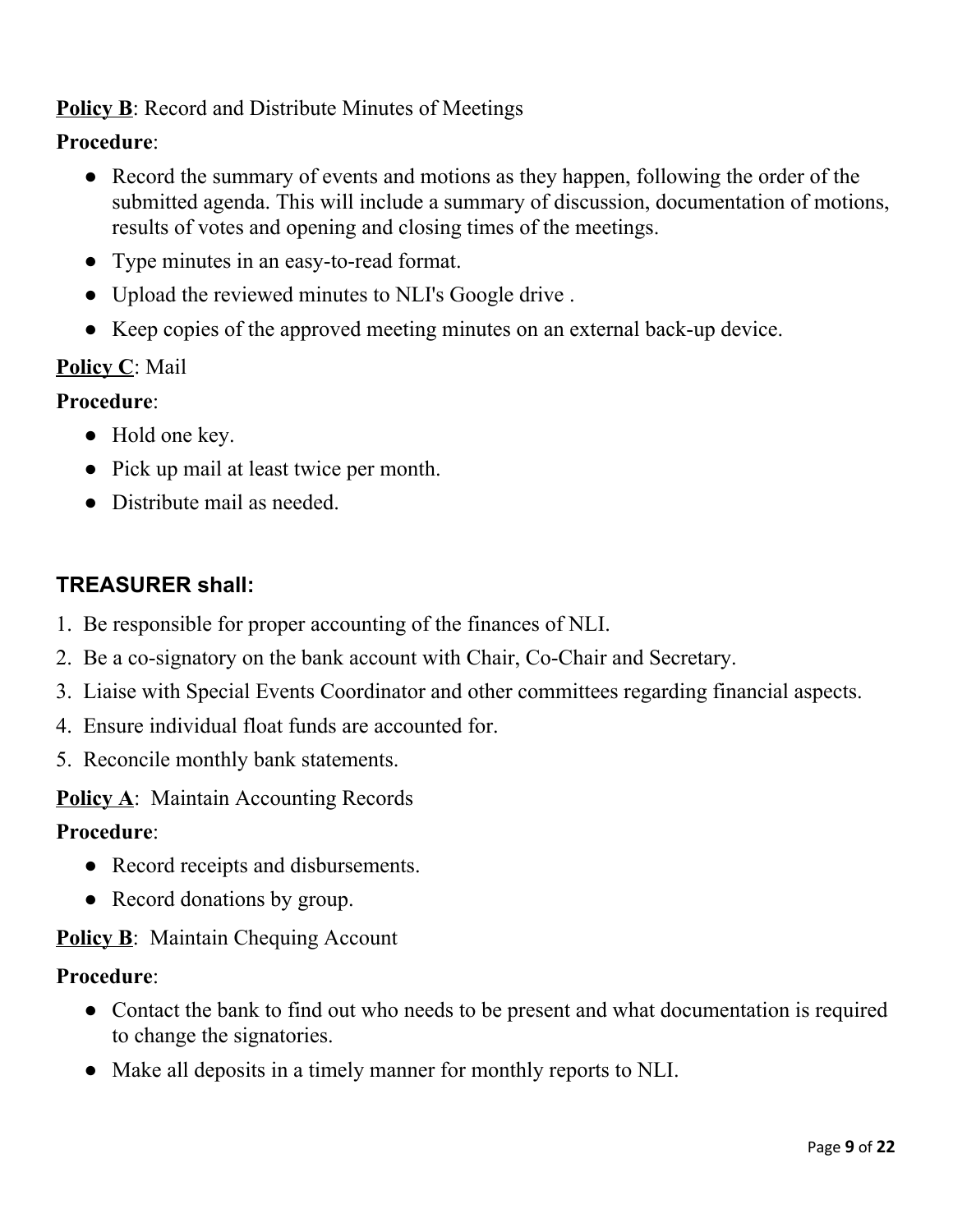**Policy B**: Record and Distribute Minutes of Meetings

**Procedure**:

- Record the summary of events and motions as they happen, following the order of the submitted agenda. This will include a summary of discussion, documentation of motions, results of votes and opening and closing times of the meetings.
- Type minutes in an easy-to-read format.
- Upload the reviewed minutes to NLI's Google drive .
- Keep copies of the approved meeting minutes on an external back-up device.

**Policy C**: Mail

**Procedure**:

- Hold one key.
- Pick up mail at least twice per month.
- Distribute mail as needed.

### TREASURER shall:

1. Be responsible for proper accounting of the finances of NLI.
2. Be a co-signatory on the bank account with Chair, Co-Chair and Secretary.
3. Liaise with Special Events Coordinator and other committees regarding financial aspects.
4. Ensure individual float funds are accounted for.
5. Reconcile monthly bank statements.

**Policy A**: Maintain Accounting Records

**Procedure**:

- Record receipts and disbursements.
- Record donations by group.

**Policy B**: Maintain Chequing Account

**Procedure**:

- Contact the bank to find out who needs to be present and what documentation is required to change the signatories.
- Make all deposits in a timely manner for monthly reports to NLI.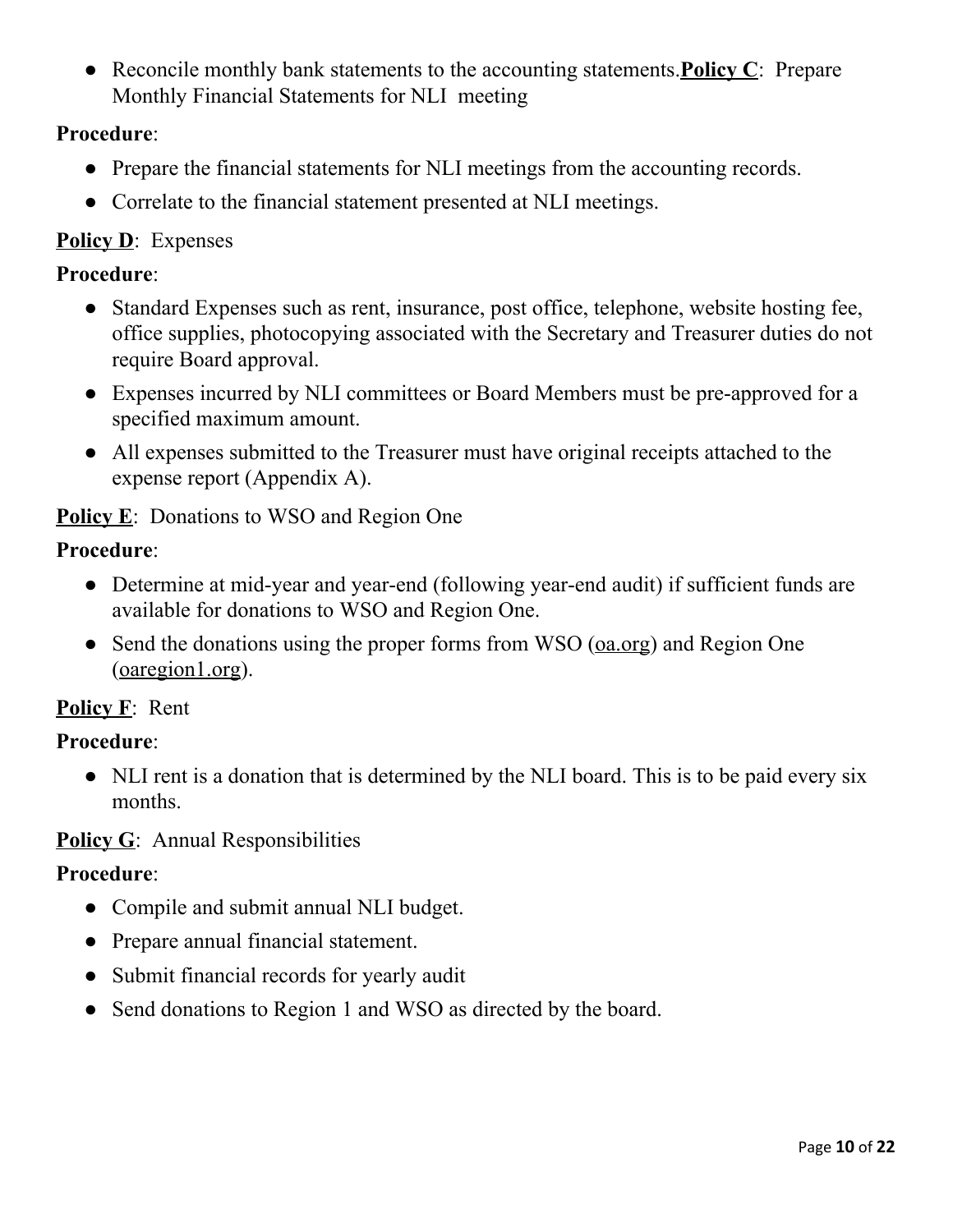- Reconcile monthly bank statements to the accounting statements.

**Policy C**: Prepare Monthly Financial Statements for NLI meeting

**Procedure**:

- Prepare the financial statements for NLI meetings from the accounting records.
- Correlate to the financial statement presented at NLI meetings.

**Policy D**: Expenses

**Procedure**:

- Standard Expenses such as rent, insurance, post office, telephone, website hosting fee, office supplies, photocopying associated with the Secretary and Treasurer duties do not require Board approval.
- Expenses incurred by NLI committees or Board Members must be pre-approved for a specified maximum amount.
- All expenses submitted to the Treasurer must have original receipts attached to the expense report (Appendix A).

**Policy E**: Donations to WSO and Region One

**Procedure**:

- Determine at mid-year and year-end (following year-end audit) if sufficient funds are available for donations to WSO and Region One.
- Send the donations using the proper forms from WSO (oa.org) and Region One (oaregion1.org).

**Policy F**: Rent

**Procedure**:

- NLI rent is a donation that is determined by the NLI board. This is to be paid every six months.

**Policy G**: Annual Responsibilities

**Procedure**:

- Compile and submit annual NLI budget.
- Prepare annual financial statement.
- Submit financial records for yearly audit
- Send donations to Region 1 and WSO as directed by the board.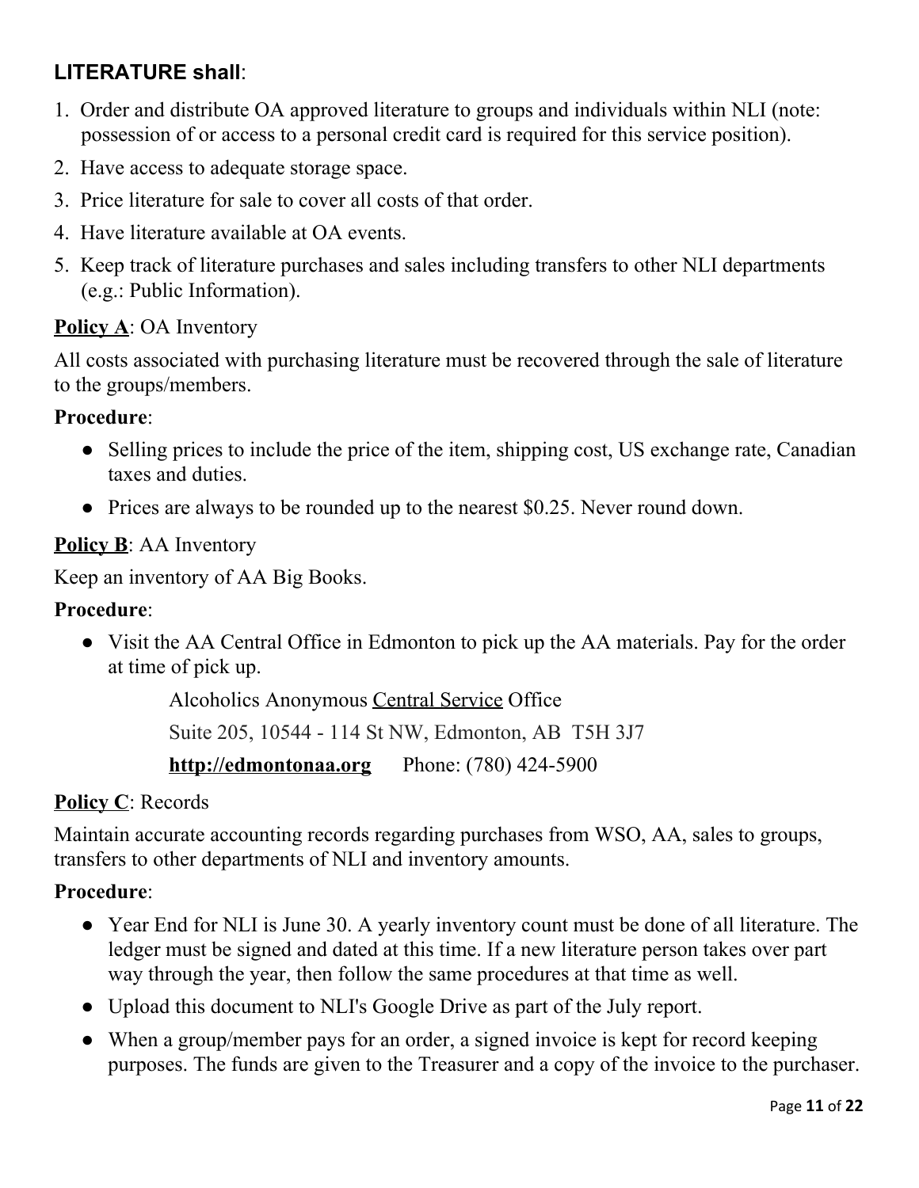**LITERATURE shall**:

1. Order and distribute OA approved literature to groups and individuals within NLI (note: possession of or access to a personal credit card is required for this service position).
2. Have access to adequate storage space.
3. Price literature for sale to cover all costs of that order.
4. Have literature available at OA events.
5. Keep track of literature purchases and sales including transfers to other NLI departments (e.g.: Public Information).

**Policy A**: OA Inventory

All costs associated with purchasing literature must be recovered through the sale of literature to the groups/members.

**Procedure**:

- Selling prices to include the price of the item, shipping cost, US exchange rate, Canadian taxes and duties.
- Prices are always to be rounded up to the nearest $0.25. Never round down.

**Policy B**: AA Inventory

Keep an inventory of AA Big Books.

**Procedure**:

- Visit the AA Central Office in Edmonton to pick up the AA materials. Pay for the order at time of pick up.

  Alcoholics Anonymous Central Service Office

  Suite 205, 10544 - 114 St NW, Edmonton, AB T5H 3J7

  **http://edmontonaa.org** Phone: (780) 424-5900

**Policy C**: Records

Maintain accurate accounting records regarding purchases from WSO, AA, sales to groups, transfers to other departments of NLI and inventory amounts.

**Procedure**:

- Year End for NLI is June 30. A yearly inventory count must be done of all literature. The ledger must be signed and dated at this time. If a new literature person takes over part way through the year, then follow the same procedures at that time as well.
- Upload this document to NLI's Google Drive as part of the July report.
- When a group/member pays for an order, a signed invoice is kept for record keeping purposes. The funds are given to the Treasurer and a copy of the invoice to the purchaser.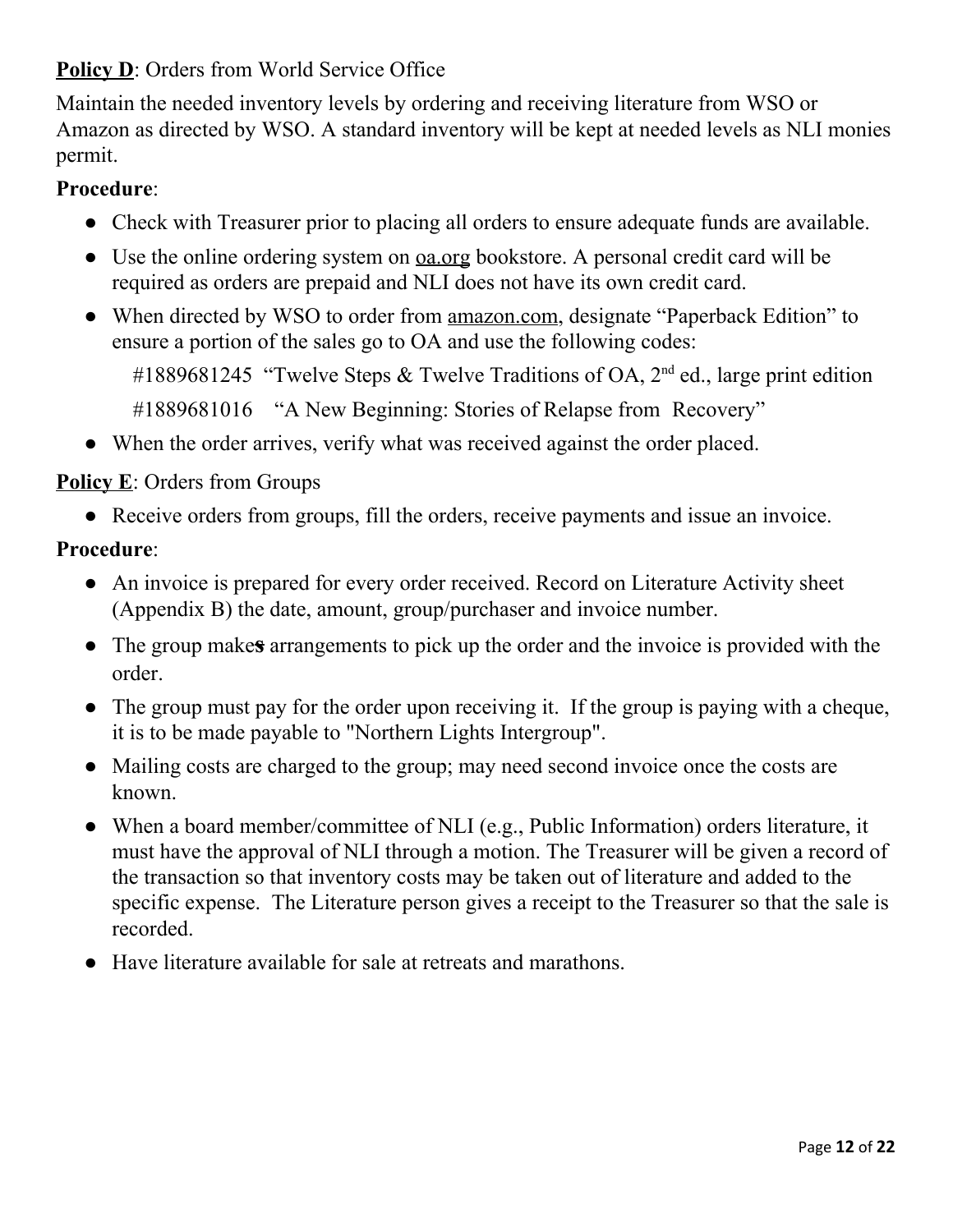**Policy D**: Orders from World Service Office

Maintain the needed inventory levels by ordering and receiving literature from WSO or Amazon as directed by WSO. A standard inventory will be kept at needed levels as NLI monies permit.

**Procedure**:

- Check with Treasurer prior to placing all orders to ensure adequate funds are available.
- Use the online ordering system on oa.org bookstore. A personal credit card will be required as orders are prepaid and NLI does not have its own credit card.
- When directed by WSO to order from amazon.com, designate "Paperback Edition" to ensure a portion of the sales go to OA and use the following codes:

  #1889681245 "Twelve Steps & Twelve Traditions of OA, 2nd ed., large print edition

  #1889681016 "A New Beginning: Stories of Relapse from Recovery"

- When the order arrives, verify what was received against the order placed.

**Policy E**: Orders from Groups

- Receive orders from groups, fill the orders, receive payments and issue an invoice.

**Procedure**:

- An invoice is prepared for every order received. Record on Literature Activity sheet (Appendix B) the date, amount, group/purchaser and invoice number.
- The group makes arrangements to pick up the order and the invoice is provided with the order.
- The group must pay for the order upon receiving it. If the group is paying with a cheque, it is to be made payable to "Northern Lights Intergroup".
- Mailing costs are charged to the group; may need second invoice once the costs are known.
- When a board member/committee of NLI (e.g., Public Information) orders literature, it must have the approval of NLI through a motion. The Treasurer will be given a record of the transaction so that inventory costs may be taken out of literature and added to the specific expense. The Literature person gives a receipt to the Treasurer so that the sale is recorded.
- Have literature available for sale at retreats and marathons.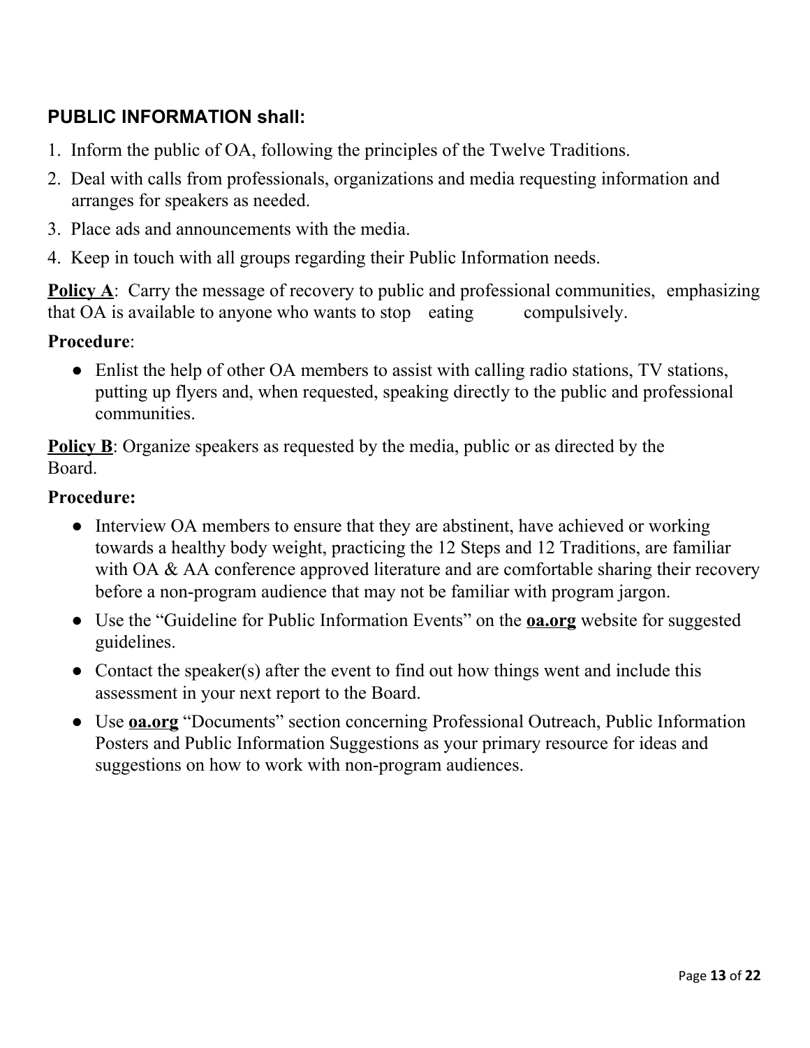## PUBLIC INFORMATION shall:

1. Inform the public of OA, following the principles of the Twelve Traditions.
2. Deal with calls from professionals, organizations and media requesting information and arranges for speakers as needed.
3. Place ads and announcements with the media.
4. Keep in touch with all groups regarding their Public Information needs.

**Policy A**: Carry the message of recovery to public and professional communities, emphasizing that OA is available to anyone who wants to stop eating compulsively.

**Procedure**:

- Enlist the help of other OA members to assist with calling radio stations, TV stations, putting up flyers and, when requested, speaking directly to the public and professional communities.

**Policy B**: Organize speakers as requested by the media, public or as directed by the Board.

**Procedure:**

- Interview OA members to ensure that they are abstinent, have achieved or working towards a healthy body weight, practicing the 12 Steps and 12 Traditions, are familiar with OA & AA conference approved literature and are comfortable sharing their recovery before a non-program audience that may not be familiar with program jargon.
- Use the "Guideline for Public Information Events" on the **oa.org** website for suggested guidelines.
- Contact the speaker(s) after the event to find out how things went and include this assessment in your next report to the Board.
- Use **oa.org** "Documents" section concerning Professional Outreach, Public Information Posters and Public Information Suggestions as your primary resource for ideas and suggestions on how to work with non-program audiences.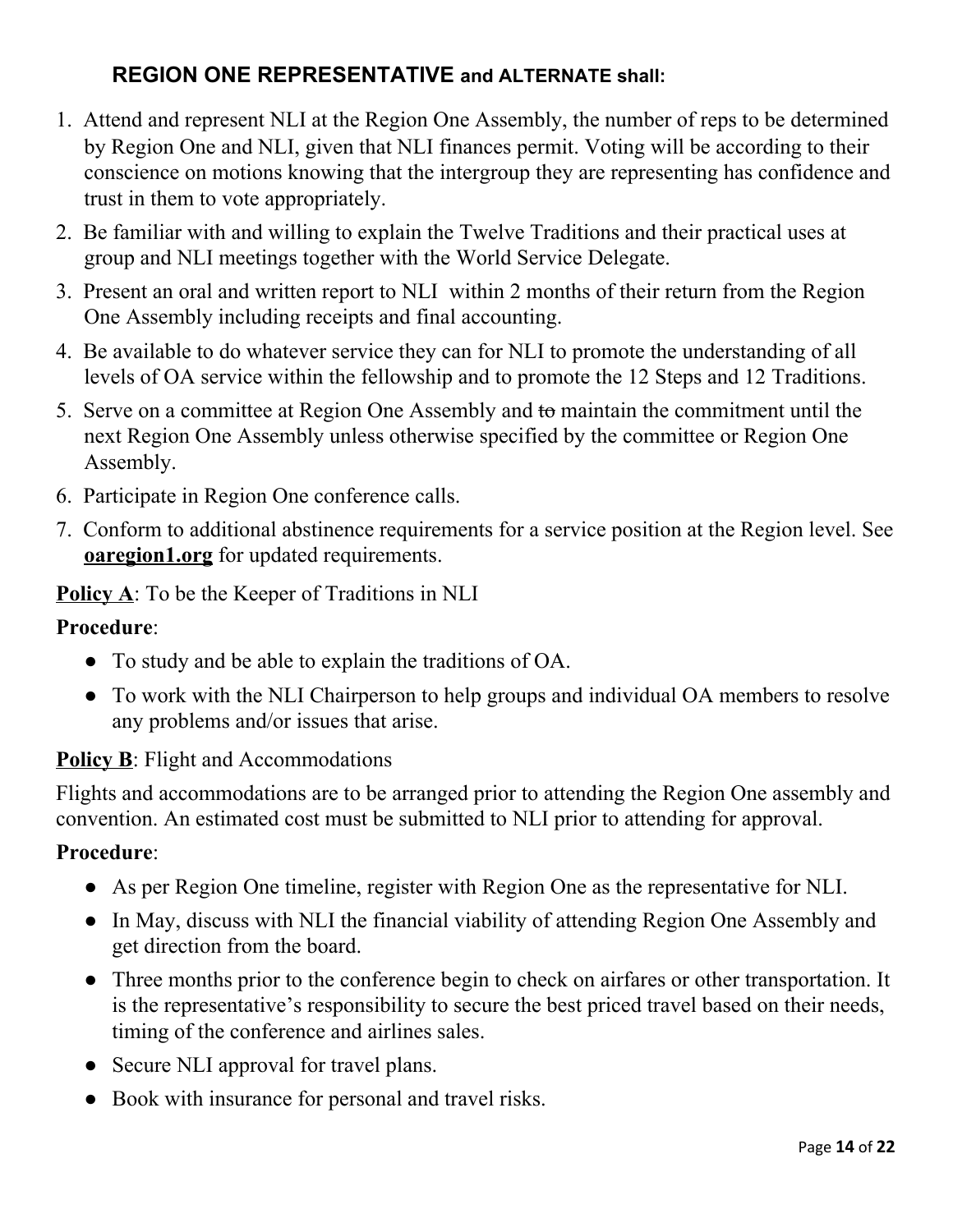### **REGION ONE REPRESENTATIVE and ALTERNATE shall:**

1. Attend and represent NLI at the Region One Assembly, the number of reps to be determined by Region One and NLI, given that NLI finances permit. Voting will be according to their conscience on motions knowing that the intergroup they are representing has confidence and trust in them to vote appropriately.
2. Be familiar with and willing to explain the Twelve Traditions and their practical uses at group and NLI meetings together with the World Service Delegate.
3. Present an oral and written report to NLI within 2 months of their return from the Region One Assembly including receipts and final accounting.
4. Be available to do whatever service they can for NLI to promote the understanding of all levels of OA service within the fellowship and to promote the 12 Steps and 12 Traditions.
5. Serve on a committee at Region One Assembly and ~~to~~ maintain the commitment until the next Region One Assembly unless otherwise specified by the committee or Region One Assembly.
6. Participate in Region One conference calls.
7. Conform to additional abstinence requirements for a service position at the Region level. See **oaregion1.org** for updated requirements.

**Policy A**: To be the Keeper of Traditions in NLI

**Procedure**:

- To study and be able to explain the traditions of OA.
- To work with the NLI Chairperson to help groups and individual OA members to resolve any problems and/or issues that arise.

**Policy B**: Flight and Accommodations

Flights and accommodations are to be arranged prior to attending the Region One assembly and convention. An estimated cost must be submitted to NLI prior to attending for approval.

**Procedure**:

- As per Region One timeline, register with Region One as the representative for NLI.
- In May, discuss with NLI the financial viability of attending Region One Assembly and get direction from the board.
- Three months prior to the conference begin to check on airfares or other transportation. It is the representative's responsibility to secure the best priced travel based on their needs, timing of the conference and airlines sales.
- Secure NLI approval for travel plans.
- Book with insurance for personal and travel risks.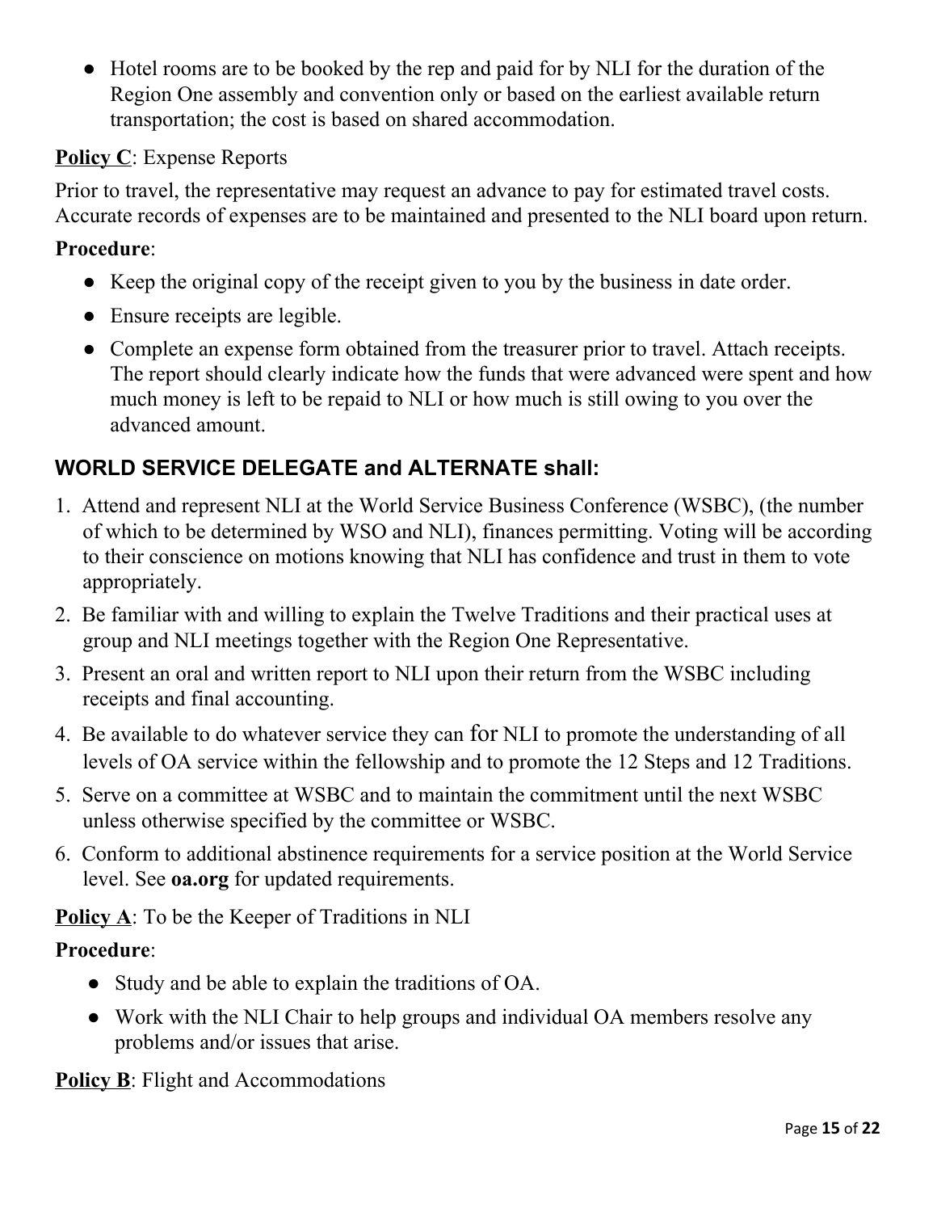- Hotel rooms are to be booked by the rep and paid for by NLI for the duration of the Region One assembly and convention only or based on the earliest available return transportation; the cost is based on shared accommodation.

**Policy C**: Expense Reports

Prior to travel, the representative may request an advance to pay for estimated travel costs. Accurate records of expenses are to be maintained and presented to the NLI board upon return.

**Procedure**:

- Keep the original copy of the receipt given to you by the business in date order.
- Ensure receipts are legible.
- Complete an expense form obtained from the treasurer prior to travel. Attach receipts. The report should clearly indicate how the funds that were advanced were spent and how much money is left to be repaid to NLI or how much is still owing to you over the advanced amount.

## WORLD SERVICE DELEGATE and ALTERNATE shall:

1. Attend and represent NLI at the World Service Business Conference (WSBC), (the number of which to be determined by WSO and NLI), finances permitting. Voting will be according to their conscience on motions knowing that NLI has confidence and trust in them to vote appropriately.
2. Be familiar with and willing to explain the Twelve Traditions and their practical uses at group and NLI meetings together with the Region One Representative.
3. Present an oral and written report to NLI upon their return from the WSBC including receipts and final accounting.
4. Be available to do whatever service they can for NLI to promote the understanding of all levels of OA service within the fellowship and to promote the 12 Steps and 12 Traditions.
5. Serve on a committee at WSBC and to maintain the commitment until the next WSBC unless otherwise specified by the committee or WSBC.
6. Conform to additional abstinence requirements for a service position at the World Service level. See **oa.org** for updated requirements.

**Policy A**: To be the Keeper of Traditions in NLI

**Procedure**:

- Study and be able to explain the traditions of OA.
- Work with the NLI Chair to help groups and individual OA members resolve any problems and/or issues that arise.

**Policy B**: Flight and Accommodations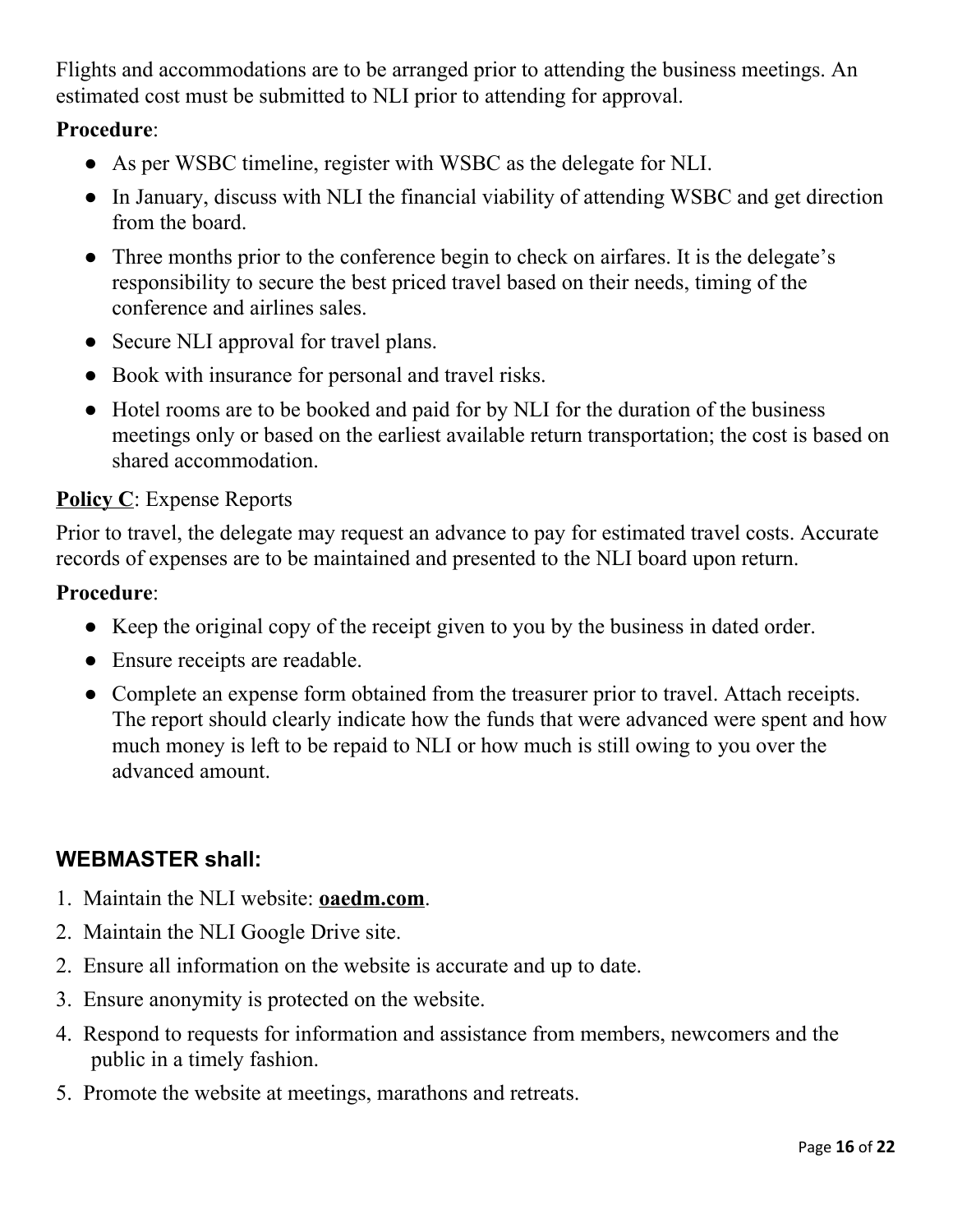Flights and accommodations are to be arranged prior to attending the business meetings. An estimated cost must be submitted to NLI prior to attending for approval.

**Procedure**:

- As per WSBC timeline, register with WSBC as the delegate for NLI.
- In January, discuss with NLI the financial viability of attending WSBC and get direction from the board.
- Three months prior to the conference begin to check on airfares. It is the delegate's responsibility to secure the best priced travel based on their needs, timing of the conference and airlines sales.
- Secure NLI approval for travel plans.
- Book with insurance for personal and travel risks.
- Hotel rooms are to be booked and paid for by NLI for the duration of the business meetings only or based on the earliest available return transportation; the cost is based on shared accommodation.

**<u>Policy C</u>**: Expense Reports

Prior to travel, the delegate may request an advance to pay for estimated travel costs. Accurate records of expenses are to be maintained and presented to the NLI board upon return.

**Procedure**:

- Keep the original copy of the receipt given to you by the business in dated order.
- Ensure receipts are readable.
- Complete an expense form obtained from the treasurer prior to travel. Attach receipts. The report should clearly indicate how the funds that were advanced were spent and how much money is left to be repaid to NLI or how much is still owing to you over the advanced amount.

### WEBMASTER shall:

1. Maintain the NLI website: **<u>oaedm.com</u>**.
2. Maintain the NLI Google Drive site.
2. Ensure all information on the website is accurate and up to date.
3. Ensure anonymity is protected on the website.
4. Respond to requests for information and assistance from members, newcomers and the public in a timely fashion.
5. Promote the website at meetings, marathons and retreats.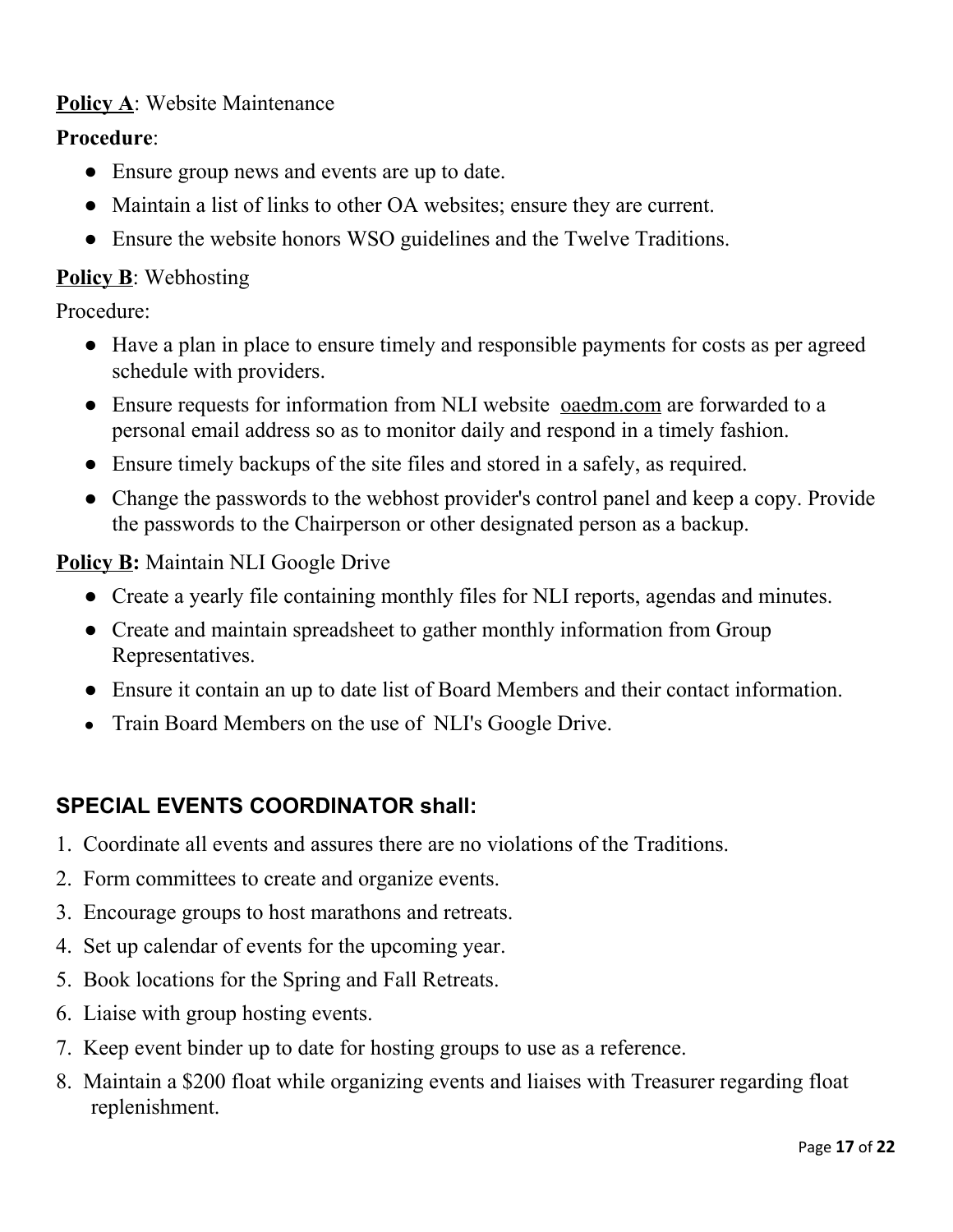**<u>Policy A</u>**: Website Maintenance

**Procedure**:

- Ensure group news and events are up to date.
- Maintain a list of links to other OA websites; ensure they are current.
- Ensure the website honors WSO guidelines and the Twelve Traditions.

**<u>Policy B</u>**: Webhosting

Procedure:

- Have a plan in place to ensure timely and responsible payments for costs as per agreed schedule with providers.
- Ensure requests for information from NLI website oaedm.com are forwarded to a personal email address so as to monitor daily and respond in a timely fashion.
- Ensure timely backups of the site files and stored in a safely, as required.
- Change the passwords to the webhost provider's control panel and keep a copy. Provide the passwords to the Chairperson or other designated person as a backup.

**<u>Policy B</u>:** Maintain NLI Google Drive

- Create a yearly file containing monthly files for NLI reports, agendas and minutes.
- Create and maintain spreadsheet to gather monthly information from Group Representatives.
- Ensure it contain an up to date list of Board Members and their contact information.
- Train Board Members on the use of NLI's Google Drive.

### SPECIAL EVENTS COORDINATOR shall:

1. Coordinate all events and assures there are no violations of the Traditions.
2. Form committees to create and organize events.
3. Encourage groups to host marathons and retreats.
4. Set up calendar of events for the upcoming year.
5. Book locations for the Spring and Fall Retreats.
6. Liaise with group hosting events.
7. Keep event binder up to date for hosting groups to use as a reference.
8. Maintain a $200 float while organizing events and liaises with Treasurer regarding float replenishment.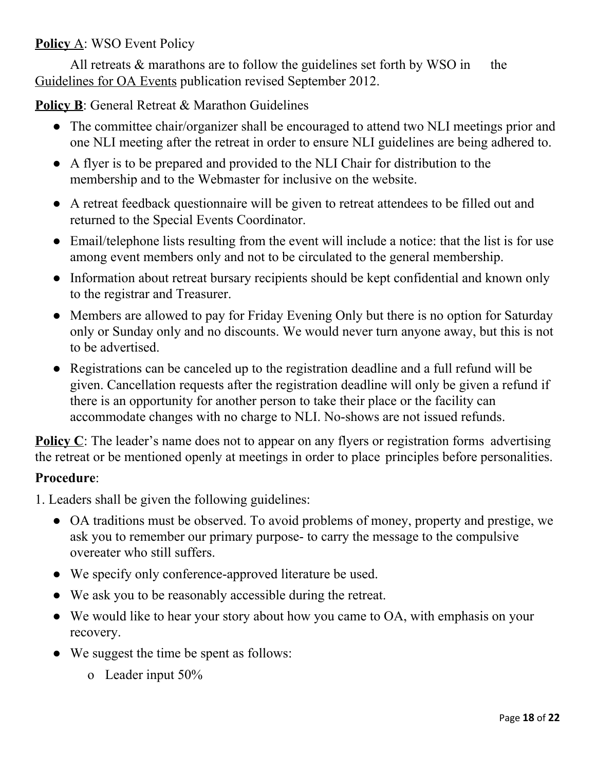**Policy A**: WSO Event Policy

All retreats & marathons are to follow the guidelines set forth by WSO in the Guidelines for OA Events publication revised September 2012.

**Policy B**: General Retreat & Marathon Guidelines

- The committee chair/organizer shall be encouraged to attend two NLI meetings prior and one NLI meeting after the retreat in order to ensure NLI guidelines are being adhered to.
- A flyer is to be prepared and provided to the NLI Chair for distribution to the membership and to the Webmaster for inclusive on the website.
- A retreat feedback questionnaire will be given to retreat attendees to be filled out and returned to the Special Events Coordinator.
- Email/telephone lists resulting from the event will include a notice: that the list is for use among event members only and not to be circulated to the general membership.
- Information about retreat bursary recipients should be kept confidential and known only to the registrar and Treasurer.
- Members are allowed to pay for Friday Evening Only but there is no option for Saturday only or Sunday only and no discounts. We would never turn anyone away, but this is not to be advertised.
- Registrations can be canceled up to the registration deadline and a full refund will be given. Cancellation requests after the registration deadline will only be given a refund if there is an opportunity for another person to take their place or the facility can accommodate changes with no charge to NLI. No-shows are not issued refunds.

**Policy C**: The leader's name does not to appear on any flyers or registration forms advertising the retreat or be mentioned openly at meetings in order to place principles before personalities.

**Procedure**:

1. Leaders shall be given the following guidelines:
   - OA traditions must be observed. To avoid problems of money, property and prestige, we ask you to remember our primary purpose- to carry the message to the compulsive overeater who still suffers.
   - We specify only conference-approved literature be used.
   - We ask you to be reasonably accessible during the retreat.
   - We would like to hear your story about how you came to OA, with emphasis on your recovery.
   - We suggest the time be spent as follows:
     - Leader input 50%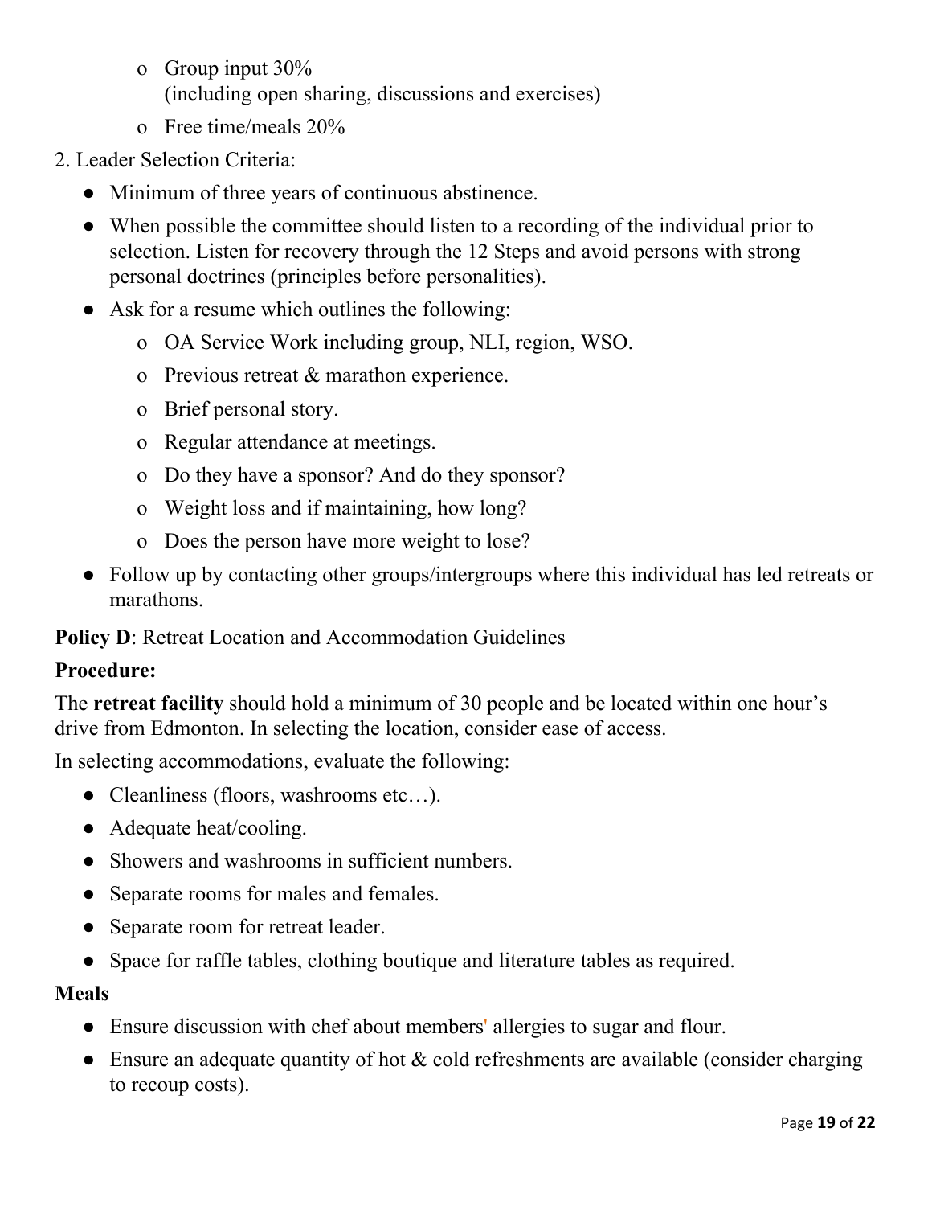- Group input 30%
  (including open sharing, discussions and exercises)
- Free time/meals 20%

2. Leader Selection Criteria:

- Minimum of three years of continuous abstinence.
- When possible the committee should listen to a recording of the individual prior to selection. Listen for recovery through the 12 Steps and avoid persons with strong personal doctrines (principles before personalities).
- Ask for a resume which outlines the following:
  - OA Service Work including group, NLI, region, WSO.
  - Previous retreat & marathon experience.
  - Brief personal story.
  - Regular attendance at meetings.
  - Do they have a sponsor? And do they sponsor?
  - Weight loss and if maintaining, how long?
  - Does the person have more weight to lose?
- Follow up by contacting other groups/intergroups where this individual has led retreats or marathons.

**<u>Policy D</u>**: Retreat Location and Accommodation Guidelines

**Procedure:**

The **retreat facility** should hold a minimum of 30 people and be located within one hour's drive from Edmonton. In selecting the location, consider ease of access.

In selecting accommodations, evaluate the following:

- Cleanliness (floors, washrooms etc…).
- Adequate heat/cooling.
- Showers and washrooms in sufficient numbers.
- Separate rooms for males and females.
- Separate room for retreat leader.
- Space for raffle tables, clothing boutique and literature tables as required.

**Meals**

- Ensure discussion with chef about members' allergies to sugar and flour.
- Ensure an adequate quantity of hot & cold refreshments are available (consider charging to recoup costs).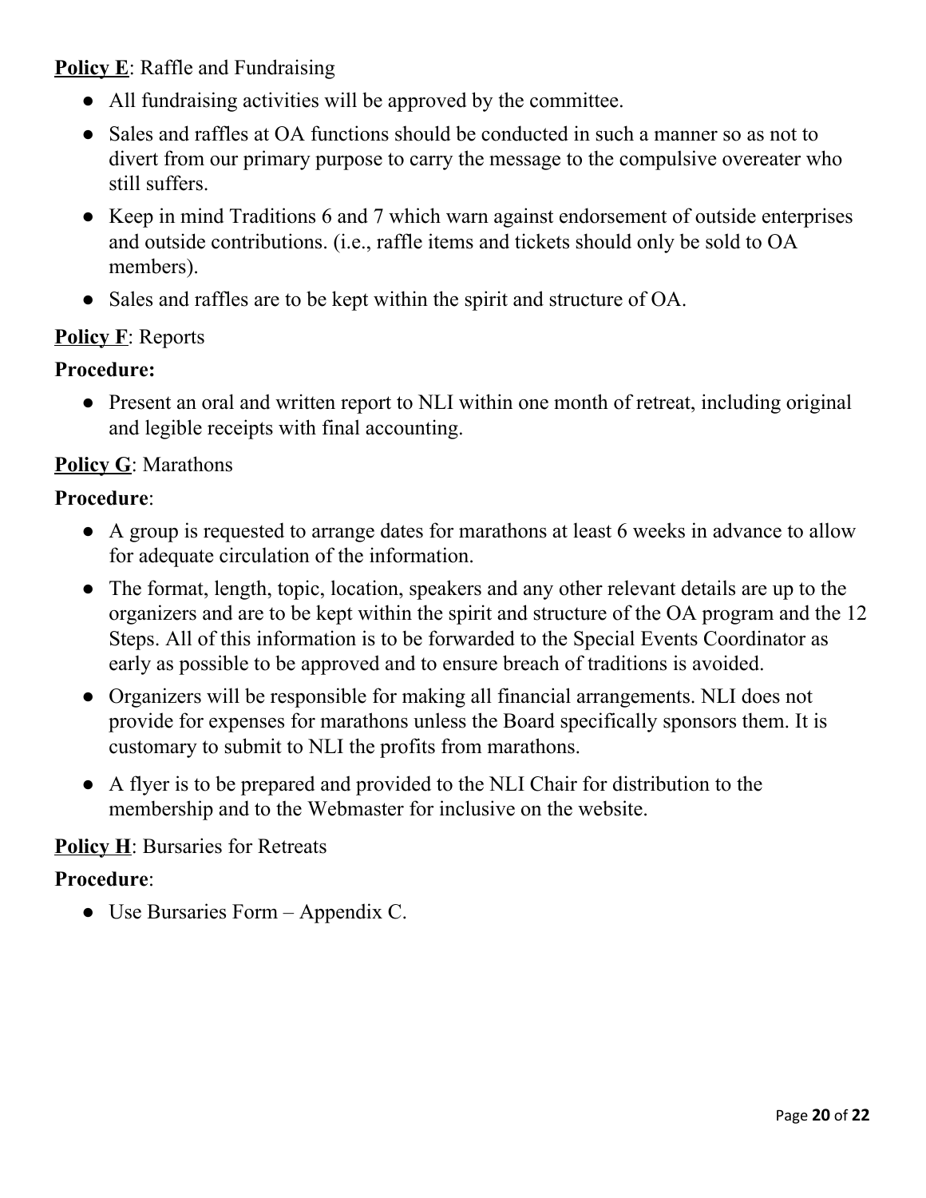**<u>Policy E</u>**: Raffle and Fundraising

- All fundraising activities will be approved by the committee.
- Sales and raffles at OA functions should be conducted in such a manner so as not to divert from our primary purpose to carry the message to the compulsive overeater who still suffers.
- Keep in mind Traditions 6 and 7 which warn against endorsement of outside enterprises and outside contributions. (i.e., raffle items and tickets should only be sold to OA members).
- Sales and raffles are to be kept within the spirit and structure of OA.

**<u>Policy F</u>**: Reports

**Procedure:**

- Present an oral and written report to NLI within one month of retreat, including original and legible receipts with final accounting.

**<u>Policy G</u>**: Marathons

**Procedure**:

- A group is requested to arrange dates for marathons at least 6 weeks in advance to allow for adequate circulation of the information.
- The format, length, topic, location, speakers and any other relevant details are up to the organizers and are to be kept within the spirit and structure of the OA program and the 12 Steps. All of this information is to be forwarded to the Special Events Coordinator as early as possible to be approved and to ensure breach of traditions is avoided.
- Organizers will be responsible for making all financial arrangements. NLI does not provide for expenses for marathons unless the Board specifically sponsors them. It is customary to submit to NLI the profits from marathons.
- A flyer is to be prepared and provided to the NLI Chair for distribution to the membership and to the Webmaster for inclusive on the website.

**<u>Policy H</u>**: Bursaries for Retreats

**Procedure**:

- Use Bursaries Form – Appendix C.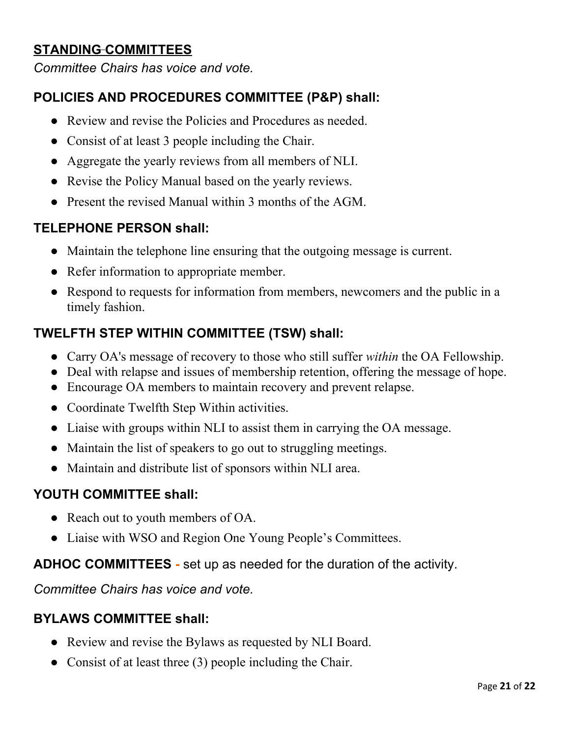## STANDING COMMITTEES

*Committee Chairs has voice and vote.*

### POLICIES AND PROCEDURES COMMITTEE (P&P) shall:

- Review and revise the Policies and Procedures as needed.
- Consist of at least 3 people including the Chair.
- Aggregate the yearly reviews from all members of NLI.
- Revise the Policy Manual based on the yearly reviews.
- Present the revised Manual within 3 months of the AGM.

### TELEPHONE PERSON shall:

- Maintain the telephone line ensuring that the outgoing message is current.
- Refer information to appropriate member.
- Respond to requests for information from members, newcomers and the public in a timely fashion.

### TWELFTH STEP WITHIN COMMITTEE (TSW) shall:

- Carry OA's message of recovery to those who still suffer *within* the OA Fellowship.
- Deal with relapse and issues of membership retention, offering the message of hope.
- Encourage OA members to maintain recovery and prevent relapse.
- Coordinate Twelfth Step Within activities.
- Liaise with groups within NLI to assist them in carrying the OA message.
- Maintain the list of speakers to go out to struggling meetings.
- Maintain and distribute list of sponsors within NLI area.

### YOUTH COMMITTEE shall:

- Reach out to youth members of OA.
- Liaise with WSO and Region One Young People's Committees.

### ADHOC COMMITTEES - set up as needed for the duration of the activity.

*Committee Chairs has voice and vote.*

### BYLAWS COMMITTEE shall:

- Review and revise the Bylaws as requested by NLI Board.
- Consist of at least three (3) people including the Chair.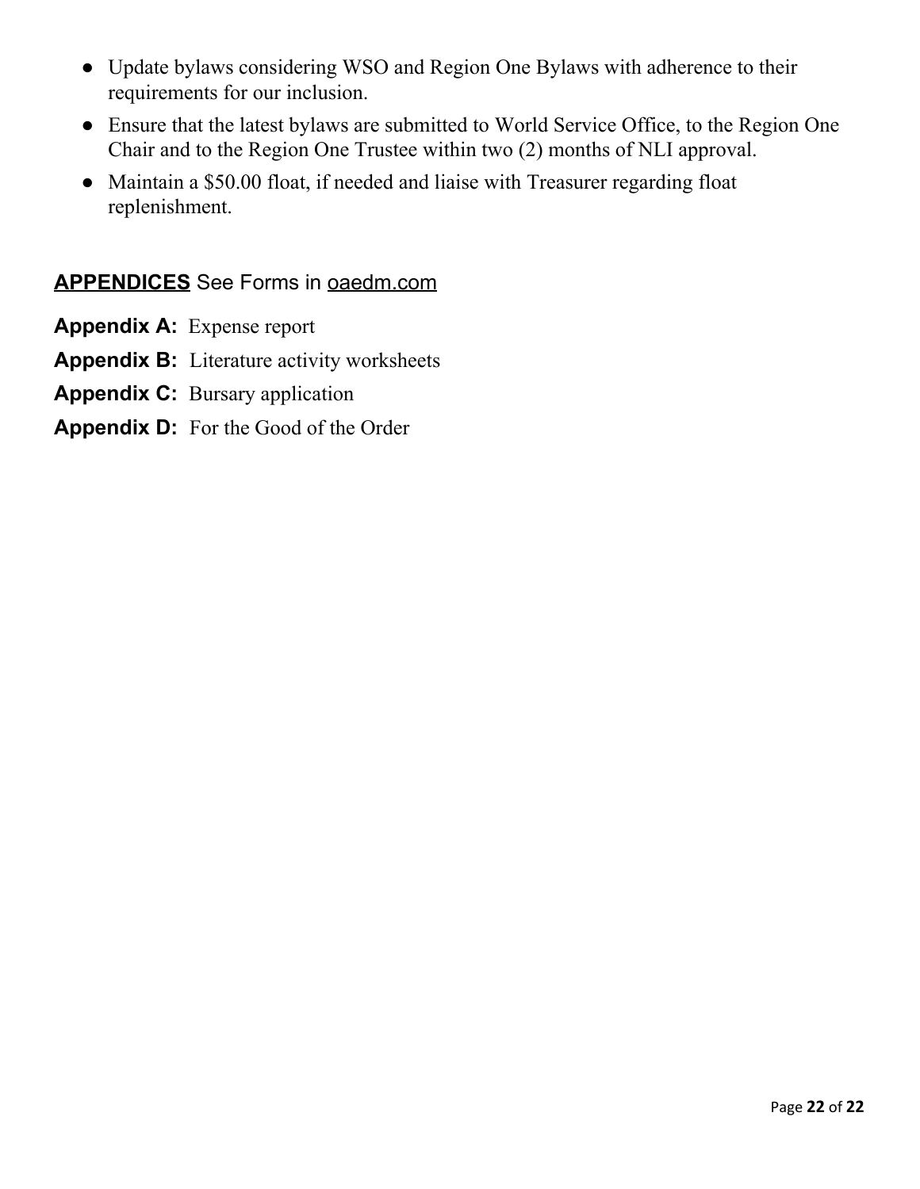- Update bylaws considering WSO and Region One Bylaws with adherence to their requirements for our inclusion.
- Ensure that the latest bylaws are submitted to World Service Office, to the Region One Chair and to the Region One Trustee within two (2) months of NLI approval.
- Maintain a $50.00 float, if needed and liaise with Treasurer regarding float replenishment.

## APPENDICES See Forms in oaedm.com

**Appendix A:** Expense report

**Appendix B:** Literature activity worksheets

**Appendix C:** Bursary application

**Appendix D:** For the Good of the Order